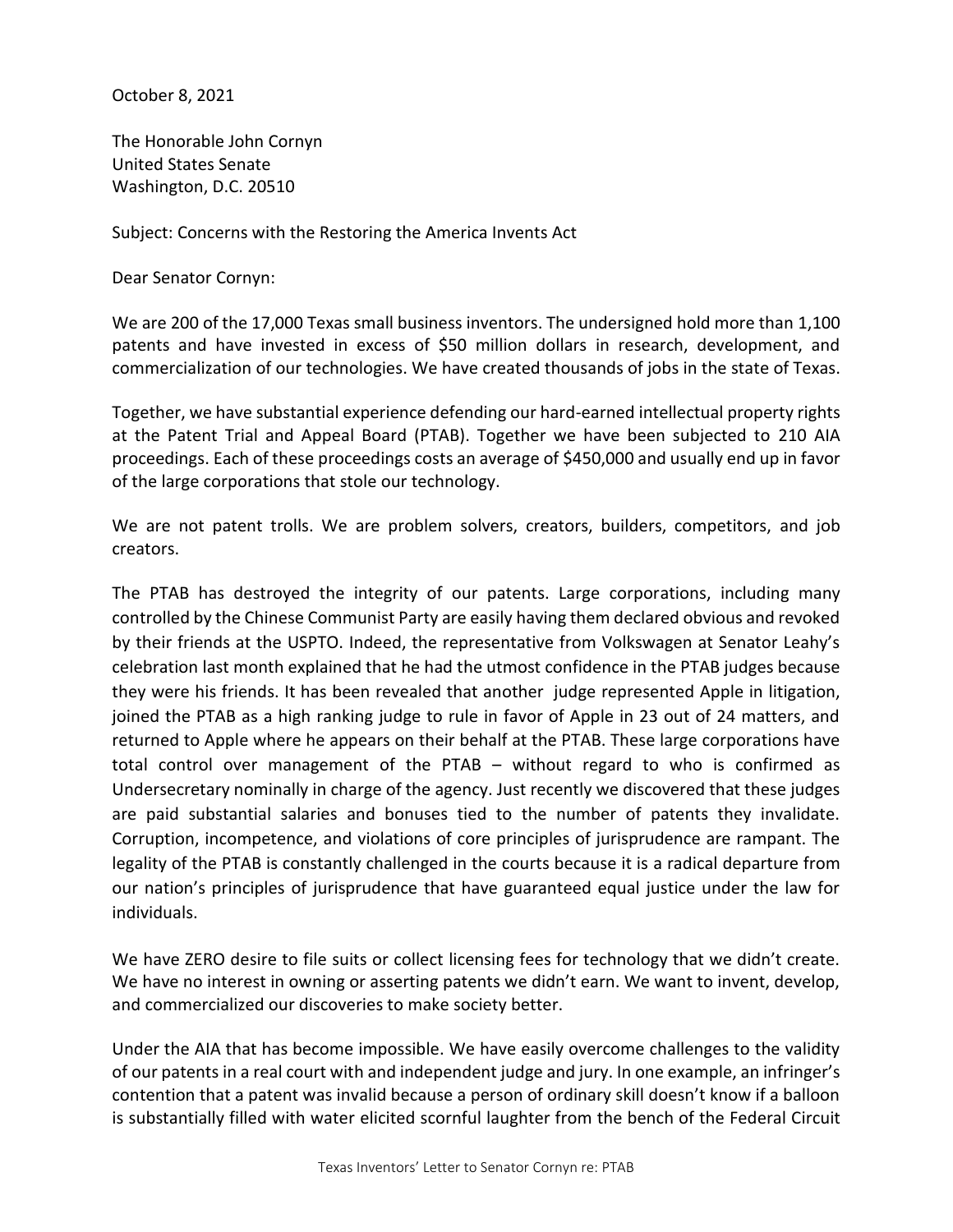October 8, 2021

The Honorable John Cornyn
United States Senate
Washington, D.C. 20510

Subject: Concerns with the Restoring the America Invents Act

Dear Senator Cornyn:

We are 200 of the 17,000 Texas small business inventors. The undersigned hold more than 1,100 patents and have invested in excess of $50 million dollars in research, development, and commercialization of our technologies. We have created thousands of jobs in the state of Texas.

Together, we have substantial experience defending our hard-earned intellectual property rights at the Patent Trial and Appeal Board (PTAB). Together we have been subjected to 210 AIA proceedings. Each of these proceedings costs an average of $450,000 and usually end up in favor of the large corporations that stole our technology.

We are not patent trolls. We are problem solvers, creators, builders, competitors, and job creators.

The PTAB has destroyed the integrity of our patents. Large corporations, including many controlled by the Chinese Communist Party are easily having them declared obvious and revoked by their friends at the USPTO. Indeed, the representative from Volkswagen at Senator Leahy's celebration last month explained that he had the utmost confidence in the PTAB judges because they were his friends. It has been revealed that another judge represented Apple in litigation, joined the PTAB as a high ranking judge to rule in favor of Apple in 23 out of 24 matters, and returned to Apple where he appears on their behalf at the PTAB. These large corporations have total control over management of the PTAB – without regard to who is confirmed as Undersecretary nominally in charge of the agency. Just recently we discovered that these judges are paid substantial salaries and bonuses tied to the number of patents they invalidate. Corruption, incompetence, and violations of core principles of jurisprudence are rampant. The legality of the PTAB is constantly challenged in the courts because it is a radical departure from our nation's principles of jurisprudence that have guaranteed equal justice under the law for individuals.

We have ZERO desire to file suits or collect licensing fees for technology that we didn't create. We have no interest in owning or asserting patents we didn't earn. We want to invent, develop, and commercialized our discoveries to make society better.

Under the AIA that has become impossible. We have easily overcome challenges to the validity of our patents in a real court with and independent judge and jury. In one example, an infringer's contention that a patent was invalid because a person of ordinary skill doesn't know if a balloon is substantially filled with water elicited scornful laughter from the bench of the Federal Circuit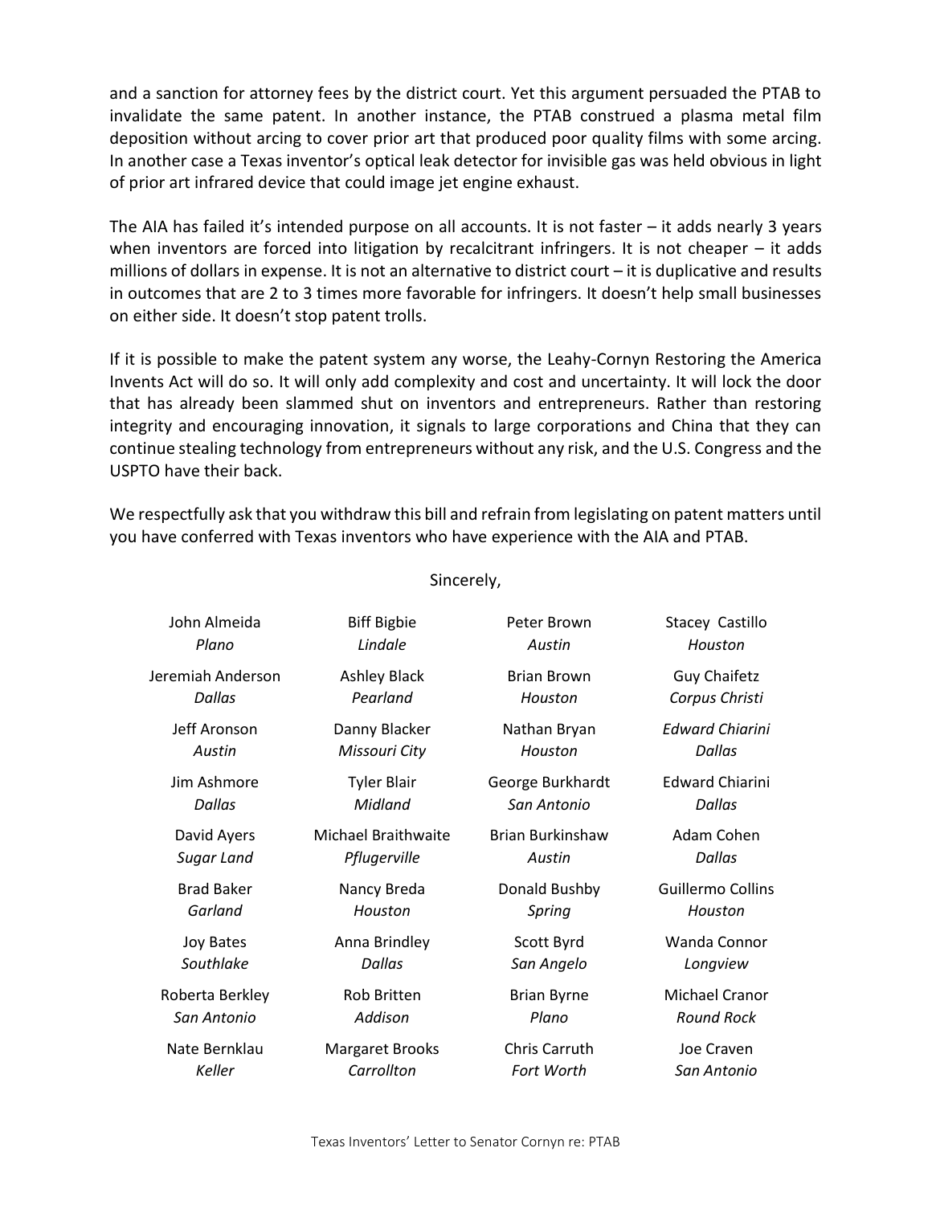and a sanction for attorney fees by the district court. Yet this argument persuaded the PTAB to invalidate the same patent. In another instance, the PTAB construed a plasma metal film deposition without arcing to cover prior art that produced poor quality films with some arcing. In another case a Texas inventor's optical leak detector for invisible gas was held obvious in light of prior art infrared device that could image jet engine exhaust.

The AIA has failed it's intended purpose on all accounts. It is not faster – it adds nearly 3 years when inventors are forced into litigation by recalcitrant infringers. It is not cheaper – it adds millions of dollars in expense. It is not an alternative to district court – it is duplicative and results in outcomes that are 2 to 3 times more favorable for infringers. It doesn't help small businesses on either side. It doesn't stop patent trolls.

If it is possible to make the patent system any worse, the Leahy-Cornyn Restoring the America Invents Act will do so. It will only add complexity and cost and uncertainty. It will lock the door that has already been slammed shut on inventors and entrepreneurs. Rather than restoring integrity and encouraging innovation, it signals to large corporations and China that they can continue stealing technology from entrepreneurs without any risk, and the U.S. Congress and the USPTO have their back.

We respectfully ask that you withdraw this bill and refrain from legislating on patent matters until you have conferred with Texas inventors who have experience with the AIA and PTAB.

Sincerely,

John Almeida
*Plano*

Jeremiah Anderson
*Dallas*

Jeff Aronson
*Austin*

Jim Ashmore
*Dallas*

David Ayers
*Sugar Land*

Brad Baker
*Garland*

Joy Bates
*Southlake*

Roberta Berkley
*San Antonio*

Nate Bernklau
*Keller*

Biff Bigbie
*Lindale*

Ashley Black
*Pearland*

Danny Blacker
*Missouri City*

Tyler Blair
*Midland*

Michael Braithwaite
*Pflugerville*

Nancy Breda
*Houston*

Anna Brindley
*Dallas*

Rob Britten
*Addison*

Margaret Brooks
*Carrollton*

Peter Brown
*Austin*

Brian Brown
*Houston*

Nathan Bryan
*Houston*

George Burkhardt
*San Antonio*

Brian Burkinshaw
*Austin*

Donald Bushby
*Spring*

Scott Byrd
*San Angelo*

Brian Byrne
*Plano*

Chris Carruth
*Fort Worth*

Stacey Castillo
*Houston*

Guy Chaifetz
*Corpus Christi*

*Edward Chiarini*
*Dallas*

Edward Chiarini
*Dallas*

Adam Cohen
*Dallas*

Guillermo Collins
*Houston*

Wanda Connor
*Longview*

Michael Cranor
*Round Rock*

Joe Craven
*San Antonio*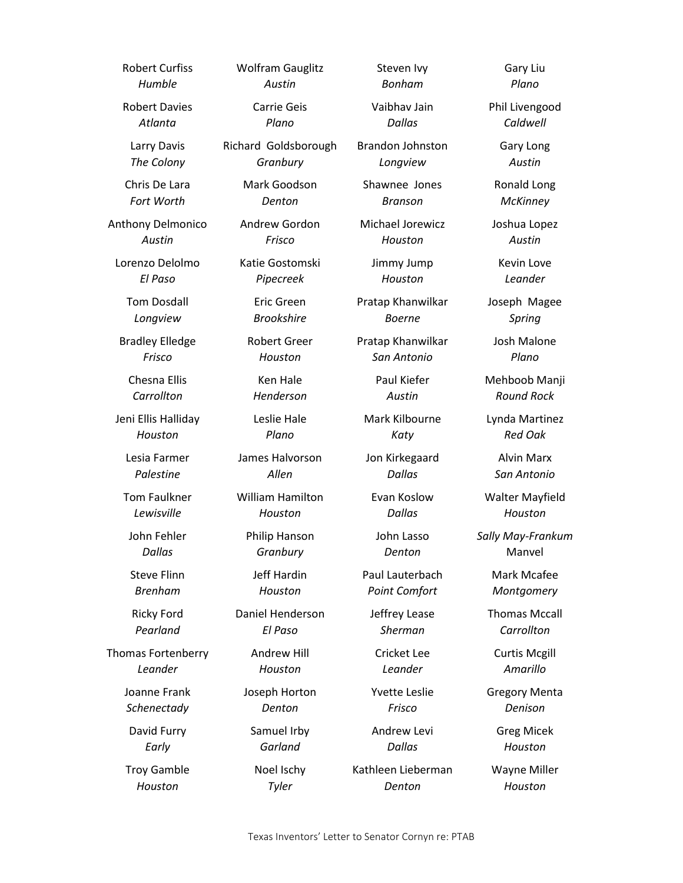Robert Curfiss
*Humble*

Robert Davies
*Atlanta*

Larry Davis
*The Colony*

Chris De Lara
*Fort Worth*

Anthony Delmonico
*Austin*

Lorenzo Delolmo
*El Paso*

Tom Dosdall
*Longview*

Bradley Elledge
*Frisco*

Chesna Ellis
*Carrollton*

Jeni Ellis Halliday
*Houston*

Lesia Farmer
*Palestine*

Tom Faulkner
*Lewisville*

John Fehler
*Dallas*

Steve Flinn
*Brenham*

Ricky Ford
*Pearland*

Thomas Fortenberry
*Leander*

Joanne Frank
*Schenectady*

David Furry
*Early*

Troy Gamble
*Houston*

Wolfram Gauglitz
*Austin*

Carrie Geis
*Plano*

Richard Goldsborough
*Granbury*

Mark Goodson
*Denton*

Andrew Gordon
*Frisco*

Katie Gostomski
*Pipecreek*

Eric Green
*Brookshire*

Robert Greer
*Houston*

Ken Hale
*Henderson*

Leslie Hale
*Plano*

James Halvorson
*Allen*

William Hamilton
*Houston*

Philip Hanson
*Granbury*

Jeff Hardin
*Houston*

Daniel Henderson
*El Paso*

Andrew Hill
*Houston*

Joseph Horton
*Denton*

Samuel Irby
*Garland*

Noel Ischy
*Tyler*

Steven Ivy
*Bonham*

Vaibhav Jain
*Dallas*

Brandon Johnston
*Longview*

Shawnee Jones
*Branson*

Michael Jorewicz
*Houston*

Jimmy Jump
*Houston*

Pratap Khanwilkar
*Boerne*

Pratap Khanwilkar
*San Antonio*

Paul Kiefer
*Austin*

Mark Kilbourne
*Katy*

Jon Kirkegaard
*Dallas*

Evan Koslow
*Dallas*

John Lasso
*Denton*

Paul Lauterbach
*Point Comfort*

Jeffrey Lease
*Sherman*

Cricket Lee
*Leander*

Yvette Leslie
*Frisco*

Andrew Levi
*Dallas*

Kathleen Lieberman
*Denton*

Gary Liu
*Plano*

Phil Livengood
*Caldwell*

Gary Long
*Austin*

Ronald Long
*McKinney*

Joshua Lopez
*Austin*

Kevin Love
*Leander*

Joseph Magee
*Spring*

Josh Malone
*Plano*

Mehboob Manji
*Round Rock*

Lynda Martinez
*Red Oak*

Alvin Marx
*San Antonio*

Walter Mayfield
*Houston*

*Sally May-Frankum*
Manvel

Mark Mcafee
*Montgomery*

Thomas Mccall
*Carrollton*

Curtis Mcgill
*Amarillo*

Gregory Menta
*Denison*

Greg Micek
*Houston*

Wayne Miller
*Houston*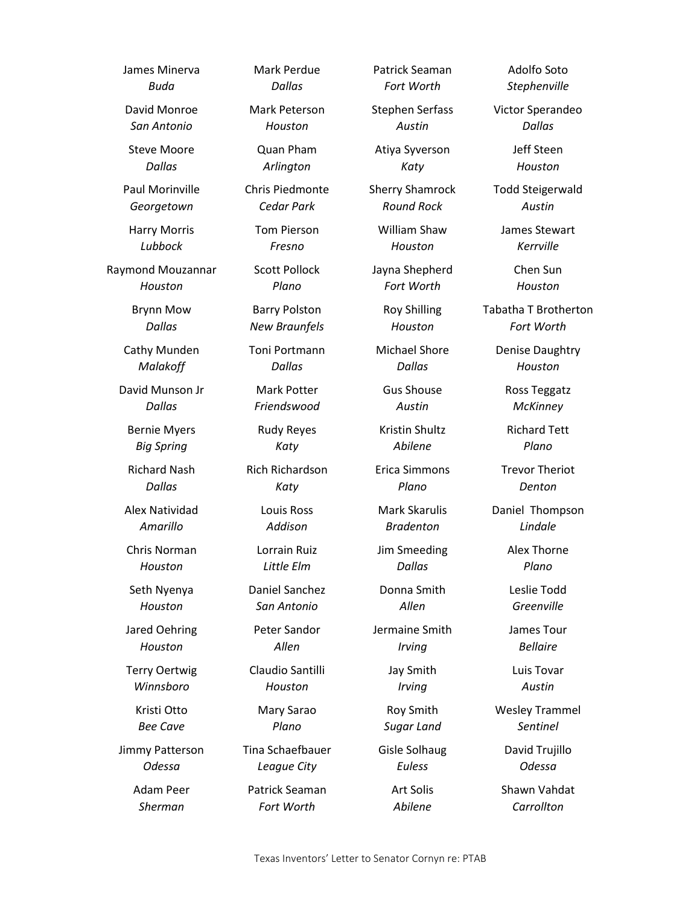James Minerva
*Buda*

David Monroe
*San Antonio*

Steve Moore
*Dallas*

Paul Morinville
*Georgetown*

Harry Morris
*Lubbock*

Raymond Mouzannar
*Houston*

Brynn Mow
*Dallas*

Cathy Munden
*Malakoff*

David Munson Jr
*Dallas*

Bernie Myers
*Big Spring*

Richard Nash
*Dallas*

Alex Natividad
*Amarillo*

Chris Norman
*Houston*

Seth Nyenya
*Houston*

Jared Oehring
*Houston*

Terry Oertwig
*Winnsboro*

Kristi Otto
*Bee Cave*

Jimmy Patterson
*Odessa*

Adam Peer
*Sherman*

Mark Perdue
*Dallas*

Mark Peterson
*Houston*

Quan Pham
*Arlington*

Chris Piedmonte
*Cedar Park*

Tom Pierson
*Fresno*

Scott Pollock
*Plano*

Barry Polston
*New Braunfels*

Toni Portmann
*Dallas*

Mark Potter
*Friendswood*

Rudy Reyes
*Katy*

Rich Richardson
*Katy*

Louis Ross
*Addison*

Lorrain Ruiz
*Little Elm*

Daniel Sanchez
*San Antonio*

Peter Sandor
*Allen*

Claudio Santilli
*Houston*

Mary Sarao
*Plano*

Tina Schaefbauer
*League City*

Patrick Seaman
*Fort Worth*

Patrick Seaman
*Fort Worth*

Stephen Serfass
*Austin*

Atiya Syverson
*Katy*

Sherry Shamrock
*Round Rock*

William Shaw
*Houston*

Jayna Shepherd
*Fort Worth*

Roy Shilling
*Houston*

Michael Shore
*Dallas*

Gus Shouse
*Austin*

Kristin Shultz
*Abilene*

Erica Simmons
*Plano*

Mark Skarulis
*Bradenton*

Jim Smeeding
*Dallas*

Donna Smith
*Allen*

Jermaine Smith
*Irving*

Jay Smith
*Irving*

Roy Smith
*Sugar Land*

Gisle Solhaug
*Euless*

Art Solis
*Abilene*

Adolfo Soto
*Stephenville*

Victor Sperandeo
*Dallas*

Jeff Steen
*Houston*

Todd Steigerwald
*Austin*

James Stewart
*Kerrville*

Chen Sun
*Houston*

Tabatha T Brotherton
*Fort Worth*

Denise Daughtry
*Houston*

Ross Teggatz
*McKinney*

Richard Tett
*Plano*

Trevor Theriot
*Denton*

Daniel Thompson
*Lindale*

Alex Thorne
*Plano*

Leslie Todd
*Greenville*

James Tour
*Bellaire*

Luis Tovar
*Austin*

Wesley Trammel
*Sentinel*

David Trujillo
*Odessa*

Shawn Vahdat
*Carrollton*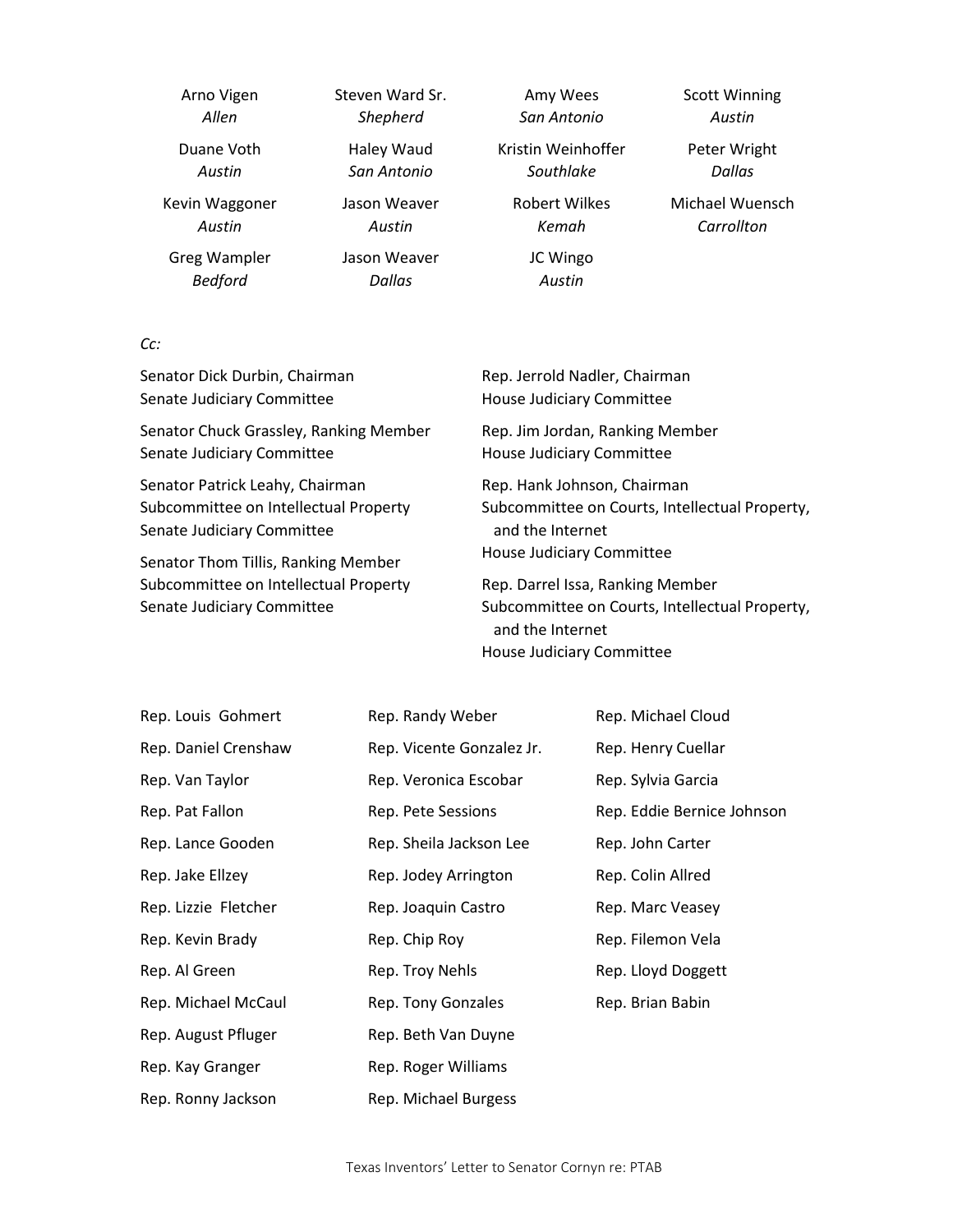Arno Vigen
*Allen*

Steven Ward Sr.
*Shepherd*

Amy Wees
*San Antonio*

Scott Winning
*Austin*

Duane Voth
*Austin*

Haley Waud
*San Antonio*

Kristin Weinhoffer
*Southlake*

Peter Wright
*Dallas*

Kevin Waggoner
*Austin*

Jason Weaver
*Austin*

Robert Wilkes
*Kemah*

Michael Wuensch
*Carrollton*

Greg Wampler
*Bedford*

Jason Weaver
*Dallas*

JC Wingo
*Austin*

*Cc:*

Senator Dick Durbin, Chairman
Senate Judiciary Committee

Senator Chuck Grassley, Ranking Member
Senate Judiciary Committee

Senator Patrick Leahy, Chairman
Subcommittee on Intellectual Property
Senate Judiciary Committee

Senator Thom Tillis, Ranking Member
Subcommittee on Intellectual Property
Senate Judiciary Committee

Rep. Jerrold Nadler, Chairman
House Judiciary Committee

Rep. Jim Jordan, Ranking Member
House Judiciary Committee

Rep. Hank Johnson, Chairman
Subcommittee on Courts, Intellectual Property, and the Internet
House Judiciary Committee

Rep. Darrel Issa, Ranking Member
Subcommittee on Courts, Intellectual Property, and the Internet
House Judiciary Committee

Rep. Louis Gohmert
Rep. Daniel Crenshaw
Rep. Van Taylor
Rep. Pat Fallon
Rep. Lance Gooden
Rep. Jake Ellzey
Rep. Lizzie Fletcher
Rep. Kevin Brady
Rep. Al Green
Rep. Michael McCaul
Rep. August Pfluger
Rep. Kay Granger
Rep. Ronny Jackson
Rep. Randy Weber
Rep. Vicente Gonzalez Jr.
Rep. Veronica Escobar
Rep. Pete Sessions
Rep. Sheila Jackson Lee
Rep. Jodey Arrington
Rep. Joaquin Castro
Rep. Chip Roy
Rep. Troy Nehls
Rep. Tony Gonzales
Rep. Beth Van Duyne
Rep. Roger Williams
Rep. Michael Burgess
Rep. Michael Cloud
Rep. Henry Cuellar
Rep. Sylvia Garcia
Rep. Eddie Bernice Johnson
Rep. John Carter
Rep. Colin Allred
Rep. Marc Veasey
Rep. Filemon Vela
Rep. Lloyd Doggett
Rep. Brian Babin